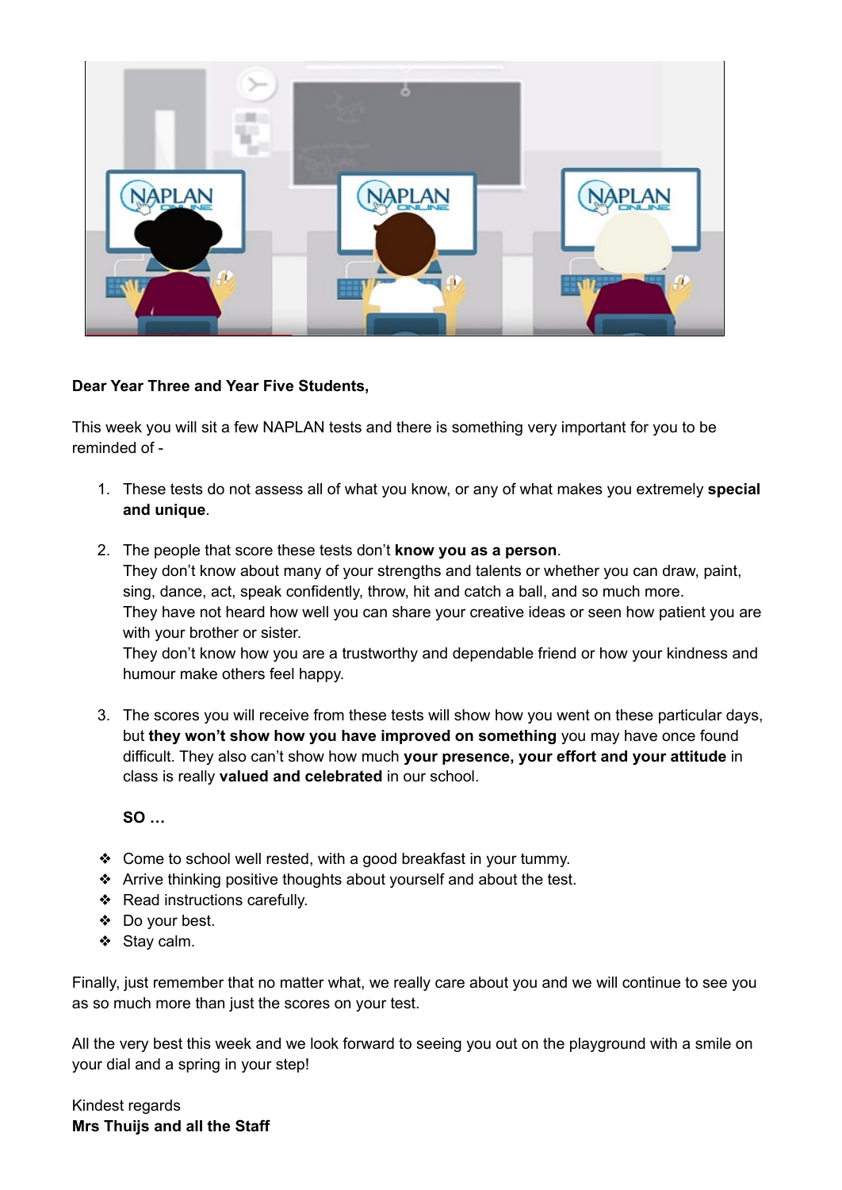**Dear Year Three and Year Five Students,**

This week you will sit a few NAPLAN tests and there is something very important for you to be reminded of -

1. These tests do not assess all of what you know, or any of what makes you extremely **special and unique**.

2. The people that score these tests don't **know you as a person**.
   They don't know about many of your strengths and talents or whether you can draw, paint, sing, dance, act, speak confidently, throw, hit and catch a ball, and so much more.
   They have not heard how well you can share your creative ideas or seen how patient you are with your brother or sister.
   They don't know how you are a trustworthy and dependable friend or how your kindness and humour make others feel happy.

3. The scores you will receive from these tests will show how you went on these particular days, but **they won't show how you have improved on something** you may have once found difficult. They also can't show how much **your presence, your effort and your attitude** in class is really **valued and celebrated** in our school.

   **SO …**

- Come to school well rested, with a good breakfast in your tummy.
- Arrive thinking positive thoughts about yourself and about the test.
- Read instructions carefully.
- Do your best.
- Stay calm.

Finally, just remember that no matter what, we really care about you and we will continue to see you as so much more than just the scores on your test.

All the very best this week and we look forward to seeing you out on the playground with a smile on your dial and a spring in your step!

Kindest regards
**Mrs Thuijs and all the Staff**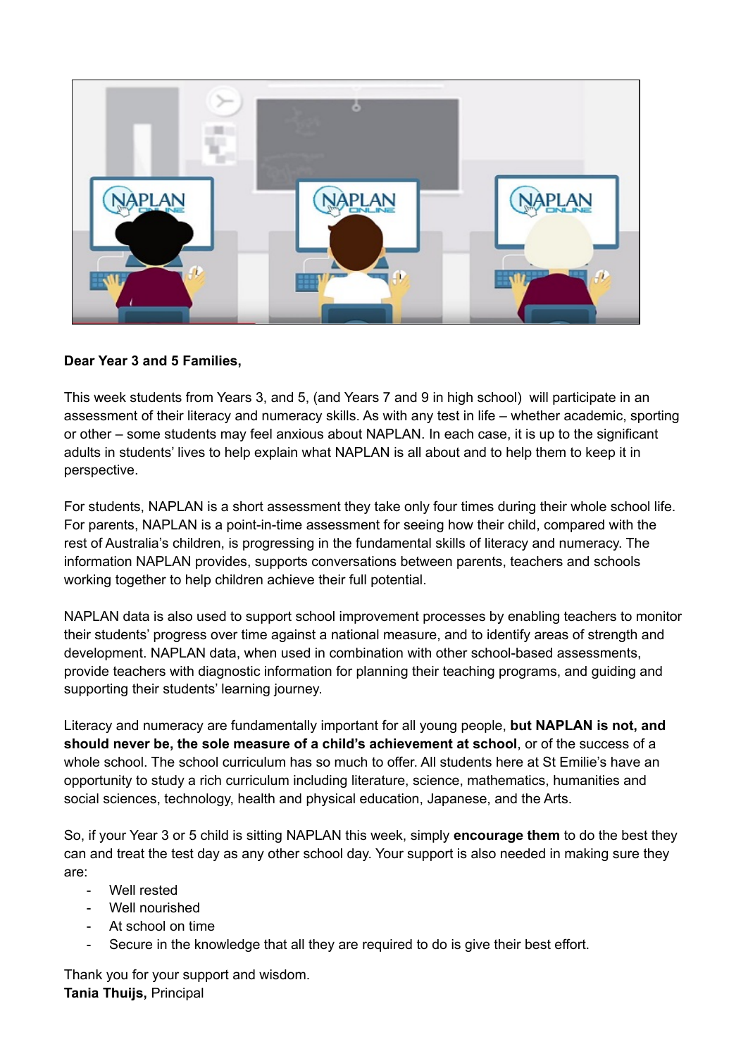**Dear Year 3 and 5 Families,**

This week students from Years 3, and 5, (and Years 7 and 9 in high school) will participate in an assessment of their literacy and numeracy skills. As with any test in life – whether academic, sporting or other – some students may feel anxious about NAPLAN. In each case, it is up to the significant adults in students' lives to help explain what NAPLAN is all about and to help them to keep it in perspective.

For students, NAPLAN is a short assessment they take only four times during their whole school life. For parents, NAPLAN is a point-in-time assessment for seeing how their child, compared with the rest of Australia's children, is progressing in the fundamental skills of literacy and numeracy. The information NAPLAN provides, supports conversations between parents, teachers and schools working together to help children achieve their full potential.

NAPLAN data is also used to support school improvement processes by enabling teachers to monitor their students' progress over time against a national measure, and to identify areas of strength and development. NAPLAN data, when used in combination with other school-based assessments, provide teachers with diagnostic information for planning their teaching programs, and guiding and supporting their students' learning journey.

Literacy and numeracy are fundamentally important for all young people, **but NAPLAN is not, and should never be, the sole measure of a child's achievement at school**, or of the success of a whole school. The school curriculum has so much to offer. All students here at St Emilie's have an opportunity to study a rich curriculum including literature, science, mathematics, humanities and social sciences, technology, health and physical education, Japanese, and the Arts.

So, if your Year 3 or 5 child is sitting NAPLAN this week, simply **encourage them** to do the best they can and treat the test day as any other school day. Your support is also needed in making sure they are:

- Well rested
- Well nourished
- At school on time
- Secure in the knowledge that all they are required to do is give their best effort.

Thank you for your support and wisdom.
**Tania Thuijs,** Principal